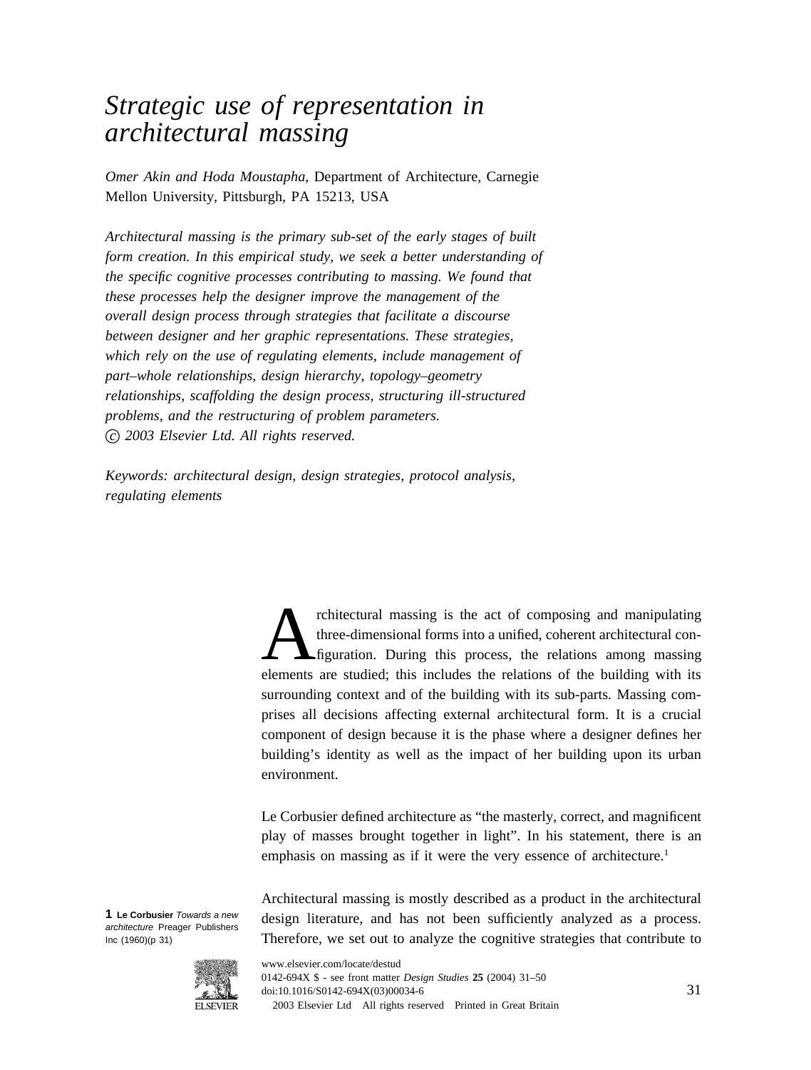# Strategic use of representation in architectural massing

*Omer Akin and Hoda Moustapha*, Department of Architecture, Carnegie Mellon University, Pittsburgh, PA 15213, USA

*Architectural massing is the primary sub-set of the early stages of built form creation. In this empirical study, we seek a better understanding of the specific cognitive processes contributing to massing. We found that these processes help the designer improve the management of the overall design process through strategies that facilitate a discourse between designer and her graphic representations. These strategies, which rely on the use of regulating elements, include management of part–whole relationships, design hierarchy, topology–geometry relationships, scaffolding the design process, structuring ill-structured problems, and the restructuring of problem parameters.*
*© 2003 Elsevier Ltd. All rights reserved.*

*Keywords: architectural design, design strategies, protocol analysis, regulating elements*

Architectural massing is the act of composing and manipulating three-dimensional forms into a unified, coherent architectural configuration. During this process, the relations among massing elements are studied; this includes the relations of the building with its surrounding context and of the building with its sub-parts. Massing comprises all decisions affecting external architectural form. It is a crucial component of design because it is the phase where a designer defines her building's identity as well as the impact of her building upon its urban environment.

Le Corbusier defined architecture as "the masterly, correct, and magnificent play of masses brought together in light". In his statement, there is an emphasis on massing as if it were the very essence of architecture.[1]

Architectural massing is mostly described as a product in the architectural design literature, and has not been sufficiently analyzed as a process. Therefore, we set out to analyze the cognitive strategies that contribute to

1 **Le Corbusier** *Towards a new architecture* Preager Publishers Inc (1960)(p 31)

www.elsevier.com/locate/destud
0142-694X $ - see front matter *Design Studies* **25** (2004) 31–50
doi:10.1016/S0142-694X(03)00034-6
© 2003 Elsevier Ltd All rights reserved Printed in Great Britain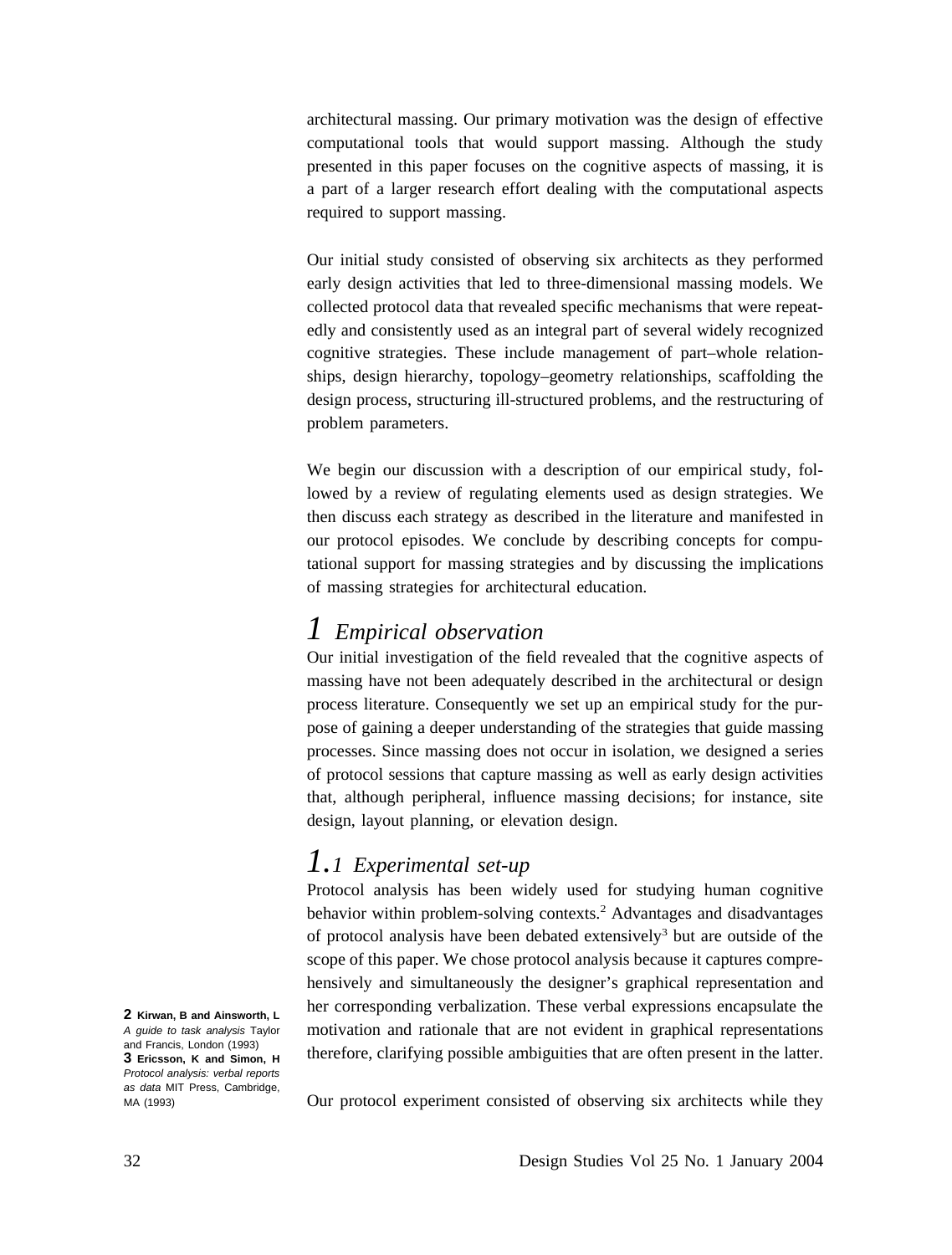architectural massing. Our primary motivation was the design of effective computational tools that would support massing. Although the study presented in this paper focuses on the cognitive aspects of massing, it is a part of a larger research effort dealing with the computational aspects required to support massing.

Our initial study consisted of observing six architects as they performed early design activities that led to three-dimensional massing models. We collected protocol data that revealed specific mechanisms that were repeatedly and consistently used as an integral part of several widely recognized cognitive strategies. These include management of part–whole relationships, design hierarchy, topology–geometry relationships, scaffolding the design process, structuring ill-structured problems, and the restructuring of problem parameters.

We begin our discussion with a description of our empirical study, followed by a review of regulating elements used as design strategies. We then discuss each strategy as described in the literature and manifested in our protocol episodes. We conclude by describing concepts for computational support for massing strategies and by discussing the implications of massing strategies for architectural education.

## 1 Empirical observation

Our initial investigation of the field revealed that the cognitive aspects of massing have not been adequately described in the architectural or design process literature. Consequently we set up an empirical study for the purpose of gaining a deeper understanding of the strategies that guide massing processes. Since massing does not occur in isolation, we designed a series of protocol sessions that capture massing as well as early design activities that, although peripheral, influence massing decisions; for instance, site design, layout planning, or elevation design.

### 1.1 Experimental set-up

Protocol analysis has been widely used for studying human cognitive behavior within problem-solving contexts.[2] Advantages and disadvantages of protocol analysis have been debated extensively[3] but are outside of the scope of this paper. We chose protocol analysis because it captures comprehensively and simultaneously the designer's graphical representation and her corresponding verbalization. These verbal expressions encapsulate the motivation and rationale that are not evident in graphical representations therefore, clarifying possible ambiguities that are often present in the latter.

Our protocol experiment consisted of observing six architects while they

**2 Kirwan, B and Ainsworth, L** *A guide to task analysis* Taylor and Francis, London (1993)

**3 Ericsson, K and Simon, H** *Protocol analysis: verbal reports as data* MIT Press, Cambridge, MA (1993)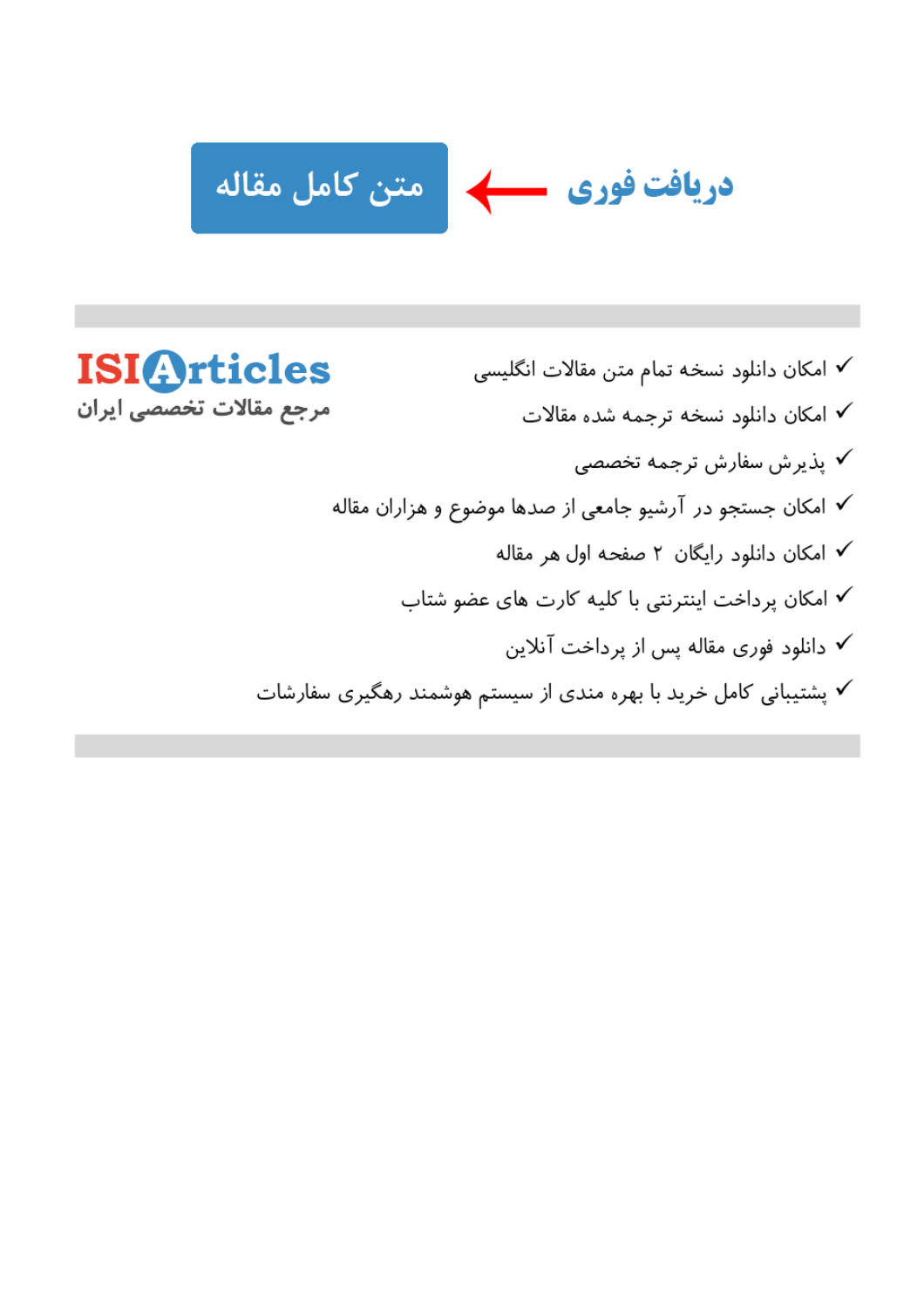دریافت فوری ← متن کامل مقاله

ISIArticles
مرجع مقالات تخصصی ایران

- ✓ امکان دانلود نسخه تمام متن مقالات انگلیسی
- ✓ امکان دانلود نسخه ترجمه شده مقالات
- ✓ پذیرش سفارش ترجمه تخصصی
- ✓ امکان جستجو در آرشیو جامعی از صدها موضوع و هزاران مقاله
- ✓ امکان دانلود رایگان ۲ صفحه اول هر مقاله
- ✓ امکان پرداخت اینترنتی با کلیه کارت های عضو شتاب
- ✓ دانلود فوری مقاله پس از پرداخت آنلاین
- ✓ پشتیبانی کامل خرید با بهره مندی از سیستم هوشمند رهگیری سفارشات